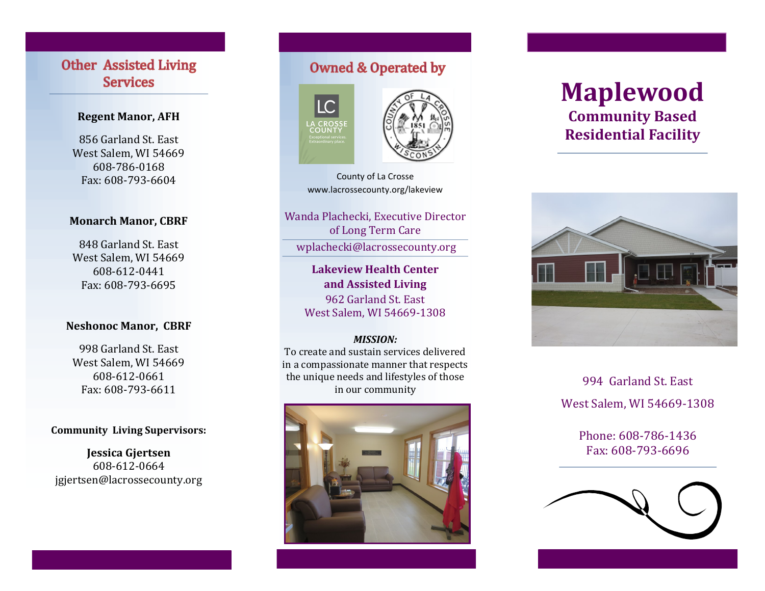## Other Assisted Living Services

**Regent Manor, AFH**

856 Garland St. East
West Salem, WI 54669
608-786-0168
Fax: 608-793-6604

**Monarch Manor, CBRF**

848 Garland St. East
West Salem, WI 54669
608-612-0441
Fax: 608-793-6695

**Neshonoc Manor, CBRF**

998 Garland St. East
West Salem, WI 54669
608-612-0661
Fax: 608-793-6611

**Community Living Supervisors:**

**Jessica Gjertsen**
608-612-0664
jgjertsen@lacrossecounty.org

## Owned & Operated by

LC
LA CROSSE COUNTY
Exceptional services. Extraordinary place.

County of La Crosse
www.lacrossecounty.org/lakeview

Wanda Plachecki, Executive Director of Long Term Care

wplachecki@lacrossecounty.org

**Lakeview Health Center and Assisted Living**
962 Garland St. East
West Salem, WI 54669-1308

***MISSION:***
To create and sustain services delivered in a compassionate manner that respects the unique needs and lifestyles of those in our community

# Maplewood

## Community Based Residential Facility

994 Garland St. East

West Salem, WI 54669-1308

Phone: 608-786-1436
Fax: 608-793-6696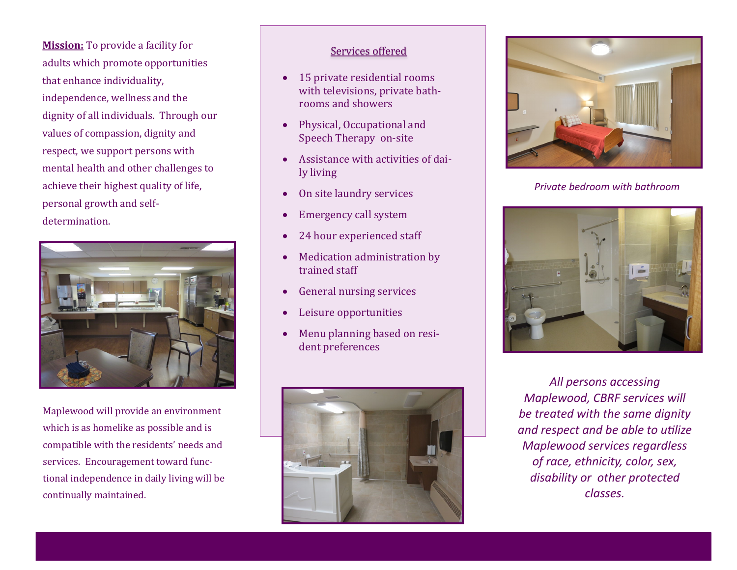**Mission:** To provide a facility for adults which promote opportunities that enhance individuality, independence, wellness and the dignity of all individuals. Through our values of compassion, dignity and respect, we support persons with mental health and other challenges to achieve their highest quality of life, personal growth and self-determination.

Maplewood will provide an environment which is as homelike as possible and is compatible with the residents' needs and services. Encouragement toward functional independence in daily living will be continually maintained.

## Services offered

- 15 private residential rooms with televisions, private bathrooms and showers
- Physical, Occupational and Speech Therapy on-site
- Assistance with activities of daily living
- On site laundry services
- Emergency call system
- 24 hour experienced staff
- Medication administration by trained staff
- General nursing services
- Leisure opportunities
- Menu planning based on resident preferences

*Private bedroom with bathroom*

*All persons accessing Maplewood, CBRF services will be treated with the same dignity and respect and be able to utilize Maplewood services regardless of race, ethnicity, color, sex, disability or other protected classes.*